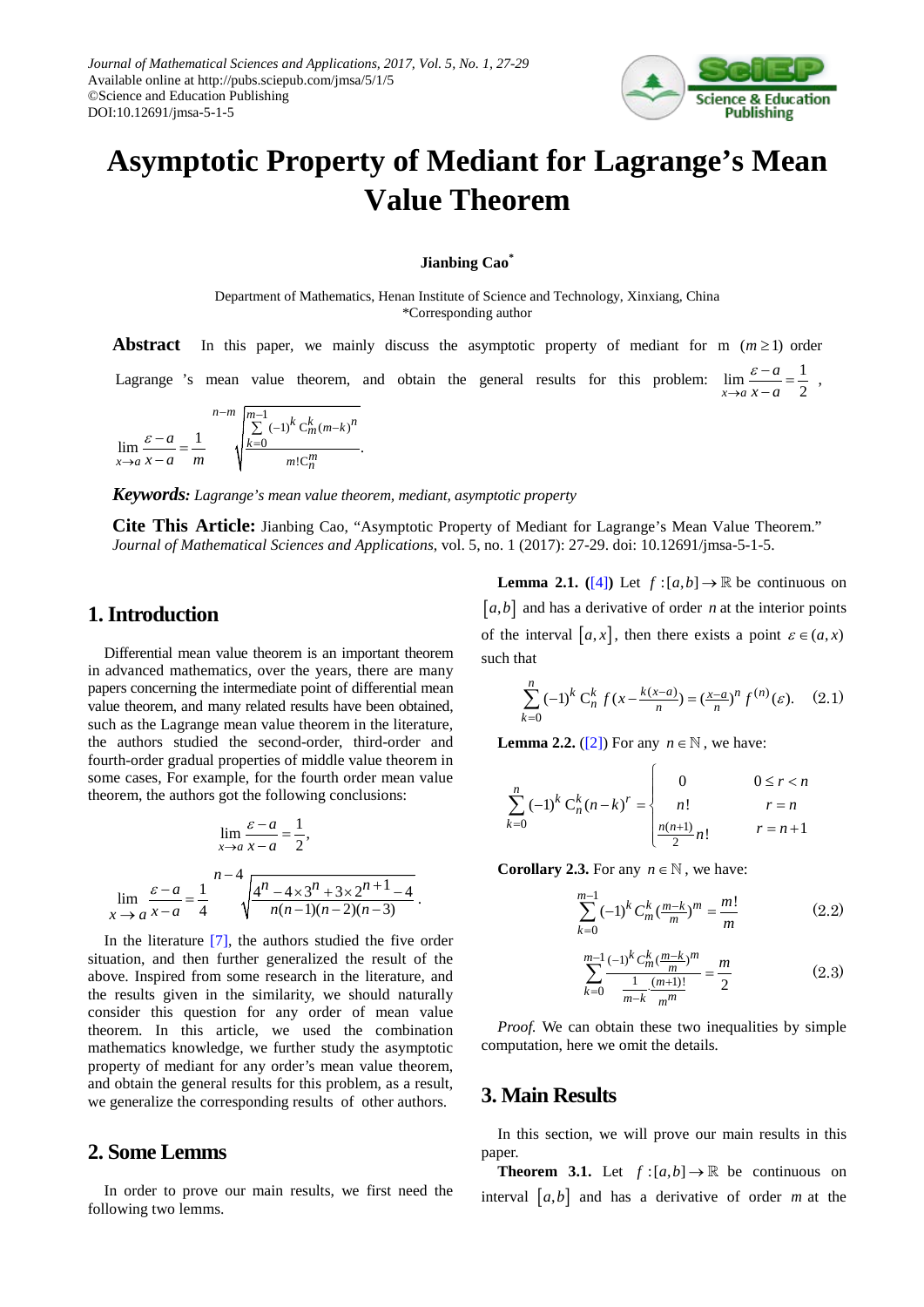# Asymptotic Property of Mediant for Lagrange's Mean Value Theorem

**Jianbing Cao***

Department of Mathematics, Henan Institute of Science and Technology, Xinxiang, China
*Corresponding author

**Abstract** In this paper, we mainly discuss the asymptotic property of mediant for m $(m \geq 1)$ order Lagrange 's mean value theorem, and obtain the general results for this problem: $\lim_{x\to a}\frac{\varepsilon - a}{x-a} = \frac{1}{2}$, $\lim_{x\to a}\frac{\varepsilon - a}{x-a} = \frac{1}{m}\sqrt[n-m]{\frac{\sum_{k=0}^{m-1}(-1)^k C_m^k (m-k)^n}{m! C_n^m}}$.

***Keywords:*** *Lagrange's mean value theorem, mediant, asymptotic property*

**Cite This Article:** Jianbing Cao, "Asymptotic Property of Mediant for Lagrange's Mean Value Theorem." *Journal of Mathematical Sciences and Applications*, vol. 5, no. 1 (2017): 27-29. doi: 10.12691/jmsa-5-1-5.

## 1. Introduction

Differential mean value theorem is an important theorem in advanced mathematics, over the years, there are many papers concerning the intermediate point of differential mean value theorem, and many related results have been obtained, such as the Lagrange mean value theorem in the literature, the authors studied the second-order, third-order and fourth-order gradual properties of middle value theorem in some cases, For example, for the fourth order mean value theorem, the authors got the following conclusions:

$$\lim_{x\to a}\frac{\varepsilon - a}{x-a} = \frac{1}{2},$$

$$\lim_{x\to a}\frac{\varepsilon - a}{x-a} = \frac{1}{4}\sqrt[n-4]{\frac{4^n - 4\times 3^n + 3\times 2^{n+1} - 4}{n(n-1)(n-2)(n-3)}}.$$

In the literature [7], the authors studied the five order situation, and then further generalized the result of the above. Inspired from some research in the literature, and the results given in the similarity, we should naturally consider this question for any order of mean value theorem. In this article, we used the combination mathematics knowledge, we further study the asymptotic property of mediant for any order's mean value theorem, and obtain the general results for this problem, as a result, we generalize the corresponding results of other authors.

## 2. Some Lemms

In order to prove our main results, we first need the following two lemms.

**Lemma 2.1.** ([4]) Let $f:[a,b]\to\mathbb{R}$ be continuous on $[a,b]$ and has a derivative of order $n$ at the interior points of the interval $[a,x]$, then there exists a point $\varepsilon\in(a,x)$ such that

$$\sum_{k=0}^{n}(-1)^k C_n^k f\left(x - \frac{k(x-a)}{n}\right) = \left(\frac{x-a}{n}\right)^n f^{(n)}(\varepsilon). \quad (2.1)$$

**Lemma 2.2.** ([2]) For any $n\in\mathbb{N}$, we have:

$$\sum_{k=0}^{n}(-1)^k C_n^k (n-k)^r = \begin{cases} 0 & 0\le r<n \\ n! & r=n \\ \frac{n(n+1)}{2}n! & r=n+1 \end{cases}$$

**Corollary 2.3.** For any $n\in\mathbb{N}$, we have:

$$\sum_{k=0}^{m-1}(-1)^k C_m^k \left(\frac{m-k}{m}\right)^m = \frac{m!}{m} \quad (2.2)$$

$$\sum_{k=0}^{m-1}\frac{(-1)^k C_m^k \left(\frac{m-k}{m}\right)^m}{\frac{1}{m-k}\cdot\frac{(m+1)!}{m^m}} = \frac{m}{2} \quad (2.3)$$

*Proof.* We can obtain these two inequalities by simple computation, here we omit the details.

## 3. Main Results

In this section, we will prove our main results in this paper.

**Theorem 3.1.** Let $f:[a,b]\to\mathbb{R}$ be continuous on interval $[a,b]$ and has a derivative of order $m$ at the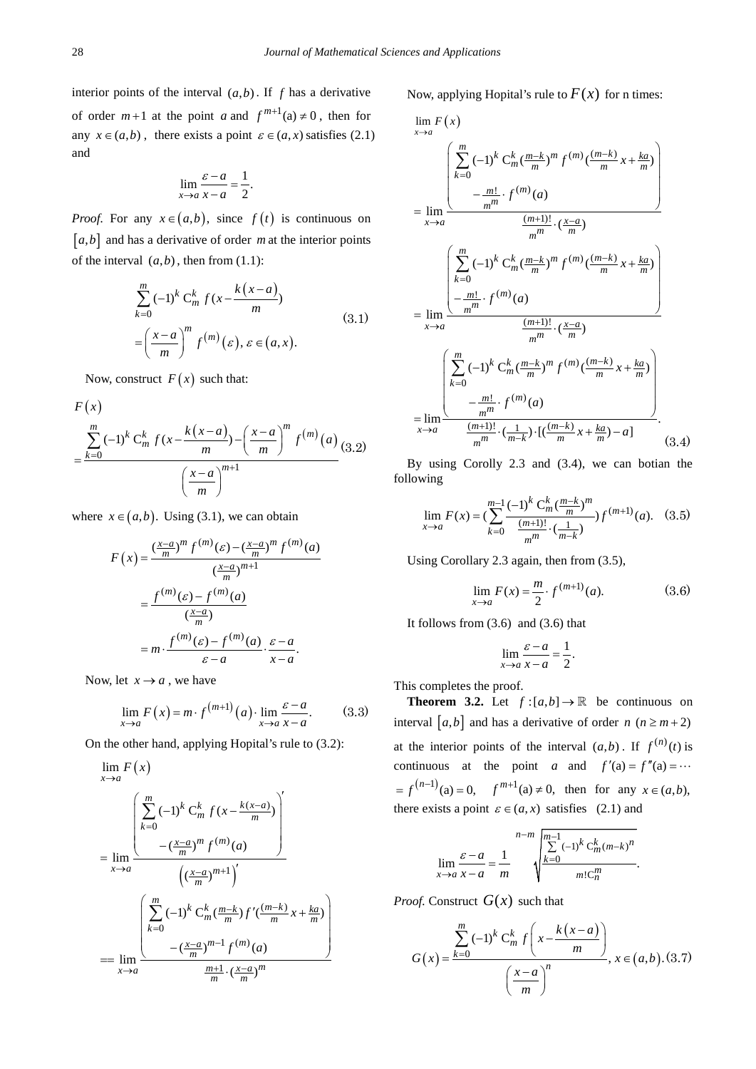interior points of the interval $(a,b)$. If $f$ has a derivative of order $m+1$ at the point $a$ and $f^{m+1}(a) \neq 0$, then for any $x \in (a,b)$, there exists a point $\varepsilon \in (a,x)$ satisfies (2.1) and

$$\lim_{x \to a} \frac{\varepsilon - a}{x - a} = \frac{1}{2}.$$

*Proof.* For any $x \in (a,b)$, since $f(t)$ is continuous on $[a,b]$ and has a derivative of order $m$ at the interior points of the interval $(a,b)$, then from (1.1):

$$\sum_{k=0}^{m} (-1)^k \mathrm{C}_m^k \, f(x - \frac{k(x-a)}{m}) = \left(\frac{x-a}{m}\right)^m f^{(m)}(\varepsilon), \, \varepsilon \in (a,x). \tag{3.1}$$

Now, construct $F(x)$ such that:

$$F(x) = \frac{\sum_{k=0}^{m} (-1)^k \mathrm{C}_m^k \, f(x - \frac{k(x-a)}{m}) - \left(\frac{x-a}{m}\right)^m f^{(m)}(a)}{\left(\frac{x-a}{m}\right)^{m+1}} \tag{3.2}$$

where $x \in (a,b)$. Using (3.1), we can obtain

$$F(x) = \frac{(\frac{x-a}{m})^m f^{(m)}(\varepsilon) - (\frac{x-a}{m})^m f^{(m)}(a)}{(\frac{x-a}{m})^{m+1}} = \frac{f^{(m)}(\varepsilon) - f^{(m)}(a)}{(\frac{x-a}{m})} = m \cdot \frac{f^{(m)}(\varepsilon) - f^{(m)}(a)}{\varepsilon - a} \cdot \frac{\varepsilon - a}{x - a}.$$

Now, let $x \to a$, we have

$$\lim_{x \to a} F(x) = m \cdot f^{(m+1)}(a) \cdot \lim_{x \to a} \frac{\varepsilon - a}{x - a}. \tag{3.3}$$

On the other hand, applying Hopital's rule to (3.2):

$$\lim_{x \to a} F(x) = \lim_{x \to a} \frac{\left( \sum_{k=0}^{m} (-1)^k \mathrm{C}_m^k \, f(x - \frac{k(x-a)}{m}) - (\frac{x-a}{m})^m f^{(m)}(a) \right)'}{\left( (\frac{x-a}{m})^{m+1} \right)'}$$

$$== \lim_{x \to a} \frac{\sum_{k=0}^{m} (-1)^k \mathrm{C}_m^k (\frac{m-k}{m}) f'(\frac{(m-k)}{m} x + \frac{ka}{m}) - (\frac{x-a}{m})^{m-1} f^{(m)}(a)}{\frac{m+1}{m} \cdot (\frac{x-a}{m})^m}$$

Now, applying Hopital's rule to $F(x)$ for n times:

$$\lim_{x \to a} F(x) = \lim_{x \to a} \frac{\sum_{k=0}^{m} (-1)^k \mathrm{C}_m^k (\frac{m-k}{m})^m f^{(m)}(\frac{(m-k)}{m} x + \frac{ka}{m}) - \frac{m!}{m^m} \cdot f^{(m)}(a)}{\frac{(m+1)!}{m^m} \cdot (\frac{x-a}{m})}$$

$$= \lim_{x \to a} \frac{\sum_{k=0}^{m} (-1)^k \mathrm{C}_m^k (\frac{m-k}{m})^m f^{(m)}(\frac{(m-k)}{m} x + \frac{ka}{m}) - \frac{m!}{m^m} \cdot f^{(m)}(a)}{\frac{(m+1)!}{m^m} \cdot (\frac{x-a}{m})}$$

$$= \lim_{x \to a} \frac{\sum_{k=0}^{m} (-1)^k \mathrm{C}_m^k (\frac{m-k}{m})^m f^{(m)}(\frac{(m-k)}{m} x + \frac{ka}{m}) - \frac{m!}{m^m} \cdot f^{(m)}(a)}{\frac{(m+1)!}{m^m} \cdot (\frac{1}{m-k}) \cdot [(\frac{(m-k)}{m} x + \frac{ka}{m}) - a]}. \tag{3.4}$$

By using Corolly 2.3 and (3.4), we can botian the following

$$\lim_{x \to a} F(x) = (\sum_{k=0}^{m-1} \frac{(-1)^k \mathrm{C}_m^k (\frac{m-k}{m})^m}{\frac{(m+1)!}{m^m} \cdot (\frac{1}{m-k})}) f^{(m+1)}(a). \tag{3.5}$$

Using Corollary 2.3 again, then from (3.5),

$$\lim_{x \to a} F(x) = \frac{m}{2} \cdot f^{(m+1)}(a). \tag{3.6}$$

It follows from (3.6) and (3.6) that

$$\lim_{x \to a} \frac{\varepsilon - a}{x - a} = \frac{1}{2}.$$

This completes the proof.

**Theorem 3.2.** Let $f:[a,b] \to \mathbb{R}$ be continuous on interval $[a,b]$ and has a derivative of order $n$ $(n \geq m+2)$ at the interior points of the interval $(a,b)$. If $f^{(n)}(t)$ is continuous at the point $a$ and $f'(a) = f''(a) = \cdots = f^{(n-1)}(a) = 0$, $f^{m+1}(a) \neq 0$, then for any $x \in (a,b)$, there exists a point $\varepsilon \in (a,x)$ satisfies (2.1) and

$$\lim_{x \to a} \frac{\varepsilon - a}{x - a} = \frac{1}{m} \sqrt[n-m]{\frac{\sum_{k=0}^{m-1} (-1)^k \mathrm{C}_m^k (m-k)^n}{m! \mathrm{C}_n^m}}.$$

*Proof.* Construct $G(x)$ such that

$$G(x) = \frac{\sum_{k=0}^{m} (-1)^k \mathrm{C}_m^k \, f\left(x - \frac{k(x-a)}{m}\right)}{\left(\frac{x-a}{m}\right)^n}, \, x \in (a,b). \tag{3.7}$$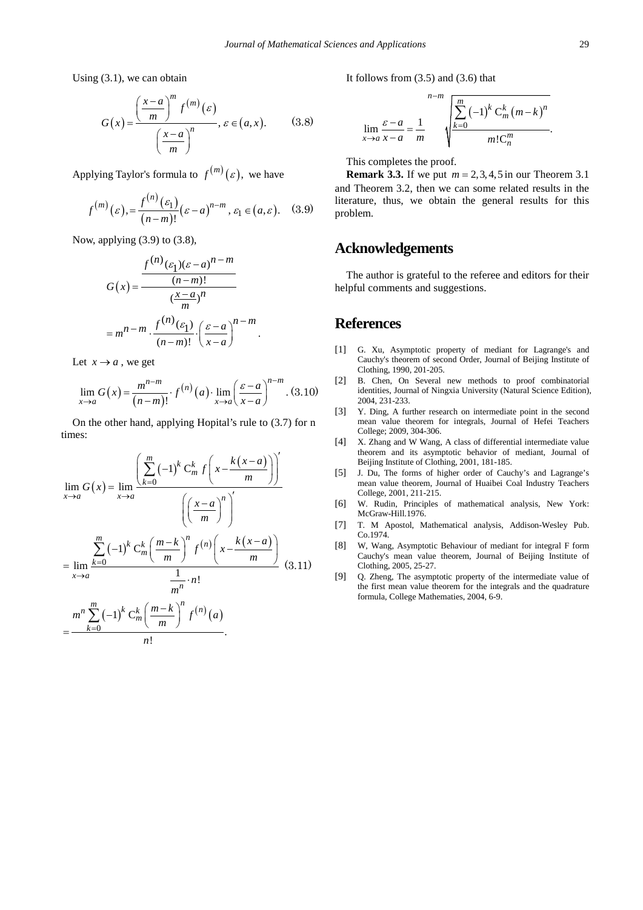Using (3.1), we can obtain

$$G(x)=\frac{\left(\frac{x-a}{m}\right)^{m} f^{(m)}(\varepsilon)}{\left(\frac{x-a}{m}\right)^{n}}, \varepsilon \in (a,x). \quad (3.8)$$

Applying Taylor's formula to $f^{(m)}(\varepsilon)$, we have

$$f^{(m)}(\varepsilon),=\frac{f^{(n)}(\varepsilon_1)}{(n-m)!}(\varepsilon-a)^{n-m}, \varepsilon_1 \in (a,\varepsilon). \quad (3.9)$$

Now, applying (3.9) to (3.8),

$$G(x)=\frac{\frac{f^{(n)}(\varepsilon_1)(\varepsilon-a)^{n-m}}{(n-m)!}}{(\frac{x-a}{m})^{n}}$$

$$=m^{n-m}\cdot\frac{f^{(n)}(\varepsilon_1)}{(n-m)!}\cdot\left(\frac{\varepsilon-a}{x-a}\right)^{n-m}.$$

Let $x \to a$, we get

$$\lim_{x\to a} G(x)=\frac{m^{n-m}}{(n-m)!}\cdot f^{(n)}(a)\cdot \lim_{x\to a}\left(\frac{\varepsilon-a}{x-a}\right)^{n-m}. \quad (3.10)$$

On the other hand, applying Hopital's rule to (3.7) for n times:

$$\lim_{x\to a} G(x)=\lim_{x\to a}\frac{\left(\sum_{k=0}^{m}(-1)^k \mathrm{C}_m^k f\left(x-\frac{k(x-a)}{m}\right)\right)'}{\left(\left(\frac{x-a}{m}\right)^{n}\right)'}$$

$$=\lim_{x\to a}\frac{\sum_{k=0}^{m}(-1)^k \mathrm{C}_m^k \left(\frac{m-k}{m}\right)^{n} f^{(n)}\left(x-\frac{k(x-a)}{m}\right)}{\frac{1}{m^n}\cdot n!} \quad (3.11)$$

$$=\frac{m^n\sum_{k=0}^{m}(-1)^k \mathrm{C}_m^k \left(\frac{m-k}{m}\right)^{n} f^{(n)}(a)}{n!}.$$

It follows from (3.5) and (3.6) that

$$\lim_{x\to a}\frac{\varepsilon-a}{x-a}=\frac{1}{m}\sqrt[n-m]{\frac{\sum_{k=0}^{m}(-1)^k \mathrm{C}_m^k (m-k)^n}{m!\mathrm{C}_n^m}}.$$

This completes the proof.

**Remark 3.3.** If we put $m=2,3,4,5$ in our Theorem 3.1 and Theorem 3.2, then we can some related results in the literature, thus, we obtain the general results for this problem.

## Acknowledgements

The author is grateful to the referee and editors for their helpful comments and suggestions.

## References

[1] G. Xu, Asymptotic property of mediant for Lagrange's and Cauchy's theorem of second Order, Journal of Beijing Institute of Clothing, 1990, 201-205.

[2] B. Chen, On Several new methods to proof combinatorial identities, Journal of Ningxia University (Natural Science Edition), 2004, 231-233.

[3] Y. Ding, A further research on intermediate point in the second mean value theorem for integrals, Journal of Hefei Teachers College; 2009, 304-306.

[4] X. Zhang and W Wang, A class of differential intermediate value theorem and its asymptotic behavior of mediant, Journal of Beijing Institute of Clothing, 2001, 181-185.

[5] J. Du, The forms of higher order of Cauchy's and Lagrange's mean value theorem, Journal of Huaibei Coal Industry Teachers College, 2001, 211-215.

[6] W. Rudin, Principles of mathematical analysis, New York: McGraw-Hill.1976.

[7] T. M Apostol, Mathematical analysis, Addison-Wesley Pub. Co.1974.

[8] W, Wang, Asymptotic Behaviour of mediant for integral F form Cauchy's mean value theorem, Journal of Beijing Institute of Clothing, 2005, 25-27.

[9] Q. Zheng, The asymptotic property of the intermediate value of the first mean value theorem for the integrals and the quadrature formula, College Mathematies, 2004, 6-9.